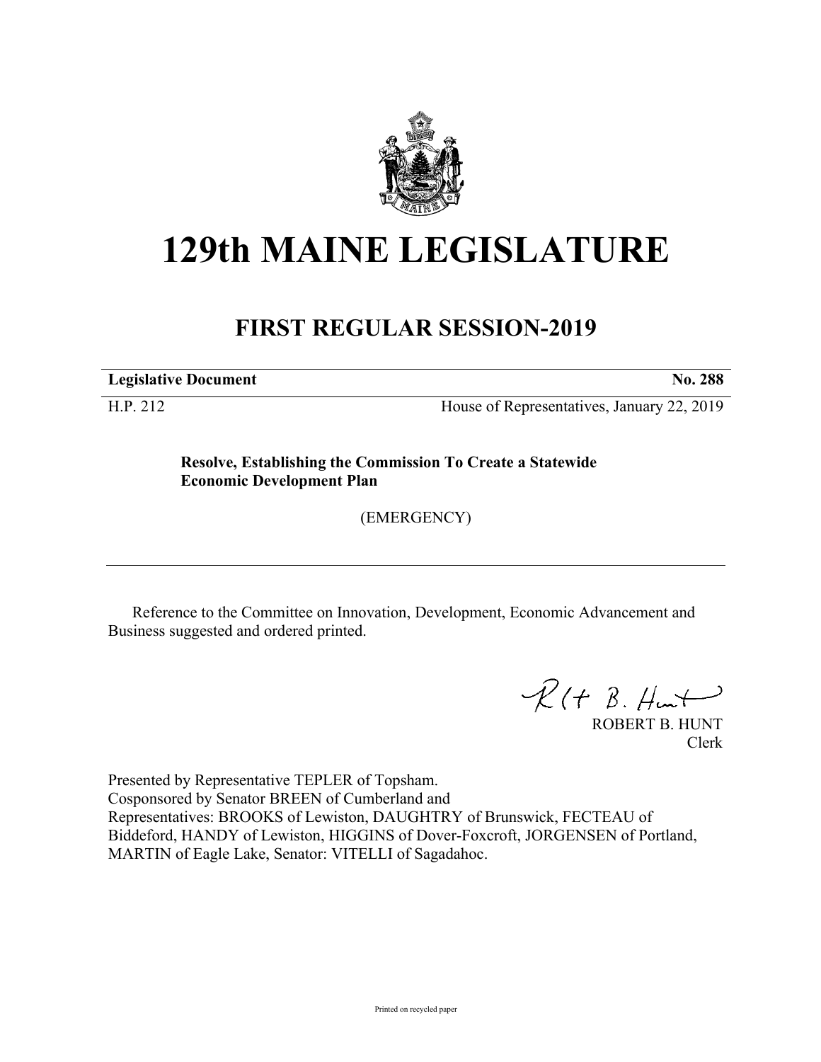# 129th MAINE LEGISLATURE

## FIRST REGULAR SESSION-2019

**Legislative Document** **No. 288**

H.P. 212 House of Representatives, January 22, 2019

**Resolve, Establishing the Commission To Create a Statewide Economic Development Plan**

(EMERGENCY)

Reference to the Committee on Innovation, Development, Economic Advancement and Business suggested and ordered printed.

ROBERT B. HUNT
Clerk

Presented by Representative TEPLER of Topsham.
Cosponsored by Senator BREEN of Cumberland and
Representatives: BROOKS of Lewiston, DAUGHTRY of Brunswick, FECTEAU of Biddeford, HANDY of Lewiston, HIGGINS of Dover-Foxcroft, JORGENSEN of Portland, MARTIN of Eagle Lake, Senator: VITELLI of Sagadahoc.

Printed on recycled paper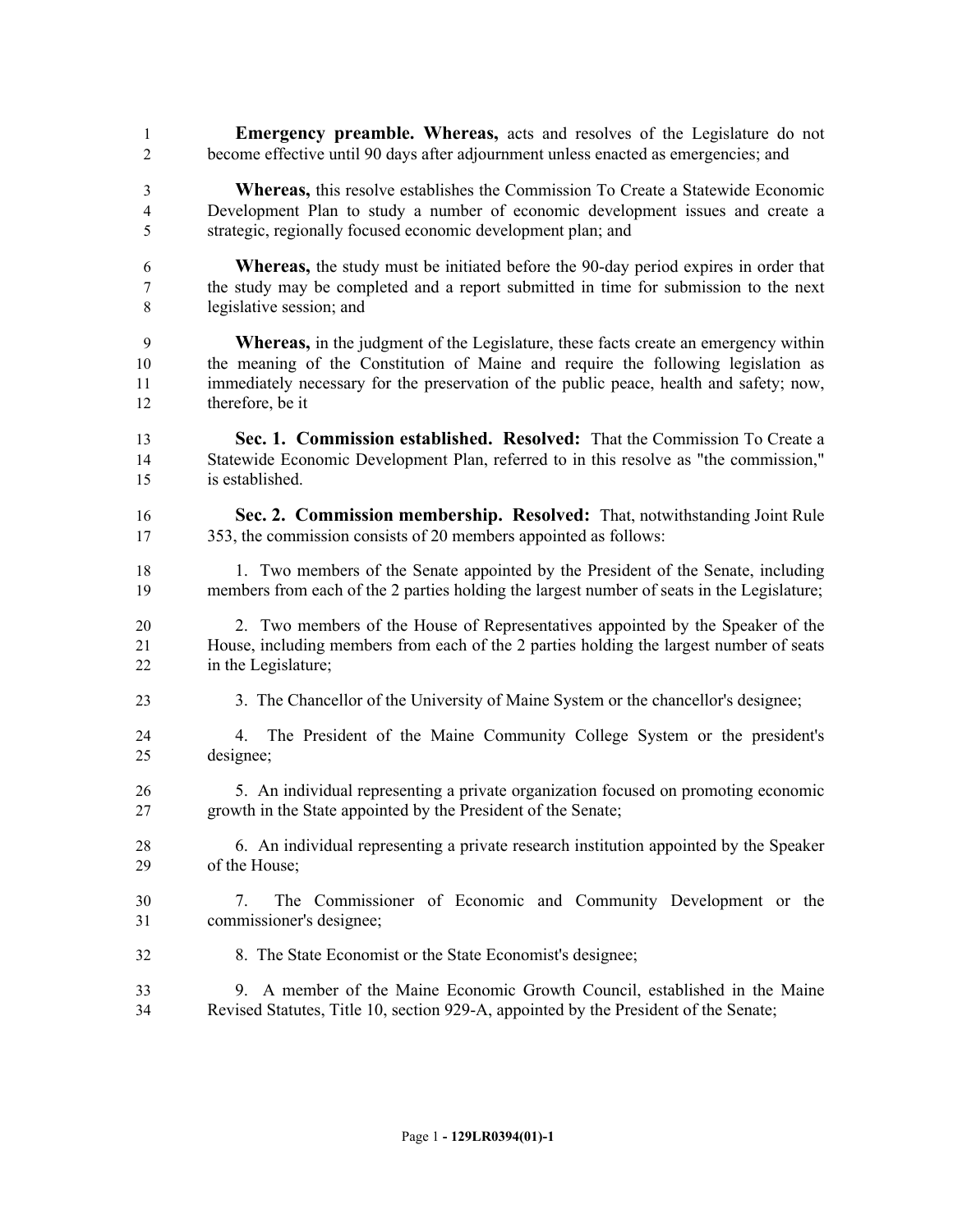**Emergency preamble. Whereas,** acts and resolves of the Legislature do not become effective until 90 days after adjournment unless enacted as emergencies; and

**Whereas,** this resolve establishes the Commission To Create a Statewide Economic Development Plan to study a number of economic development issues and create a strategic, regionally focused economic development plan; and

**Whereas,** the study must be initiated before the 90-day period expires in order that the study may be completed and a report submitted in time for submission to the next legislative session; and

**Whereas,** in the judgment of the Legislature, these facts create an emergency within the meaning of the Constitution of Maine and require the following legislation as immediately necessary for the preservation of the public peace, health and safety; now, therefore, be it

**Sec. 1. Commission established. Resolved:** That the Commission To Create a Statewide Economic Development Plan, referred to in this resolve as "the commission," is established.

**Sec. 2. Commission membership. Resolved:** That, notwithstanding Joint Rule 353, the commission consists of 20 members appointed as follows:

1. Two members of the Senate appointed by the President of the Senate, including members from each of the 2 parties holding the largest number of seats in the Legislature;

2. Two members of the House of Representatives appointed by the Speaker of the House, including members from each of the 2 parties holding the largest number of seats in the Legislature;

3. The Chancellor of the University of Maine System or the chancellor's designee;

4. The President of the Maine Community College System or the president's designee;

5. An individual representing a private organization focused on promoting economic growth in the State appointed by the President of the Senate;

6. An individual representing a private research institution appointed by the Speaker of the House;

7. The Commissioner of Economic and Community Development or the commissioner's designee;

8. The State Economist or the State Economist's designee;

9. A member of the Maine Economic Growth Council, established in the Maine Revised Statutes, Title 10, section 929-A, appointed by the President of the Senate;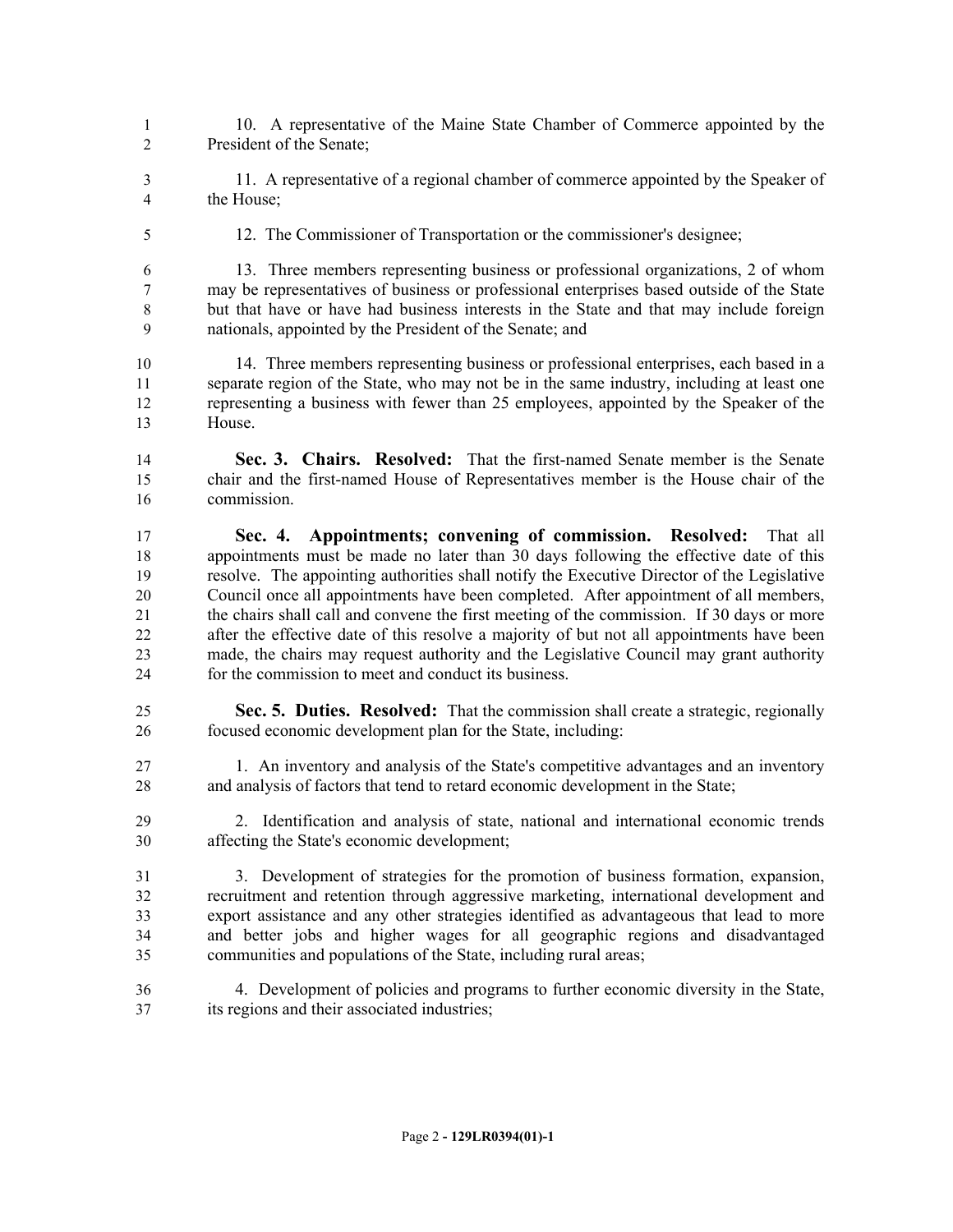10. A representative of the Maine State Chamber of Commerce appointed by the President of the Senate;

11. A representative of a regional chamber of commerce appointed by the Speaker of the House;

12. The Commissioner of Transportation or the commissioner's designee;

13. Three members representing business or professional organizations, 2 of whom may be representatives of business or professional enterprises based outside of the State but that have or have had business interests in the State and that may include foreign nationals, appointed by the President of the Senate; and

14. Three members representing business or professional enterprises, each based in a separate region of the State, who may not be in the same industry, including at least one representing a business with fewer than 25 employees, appointed by the Speaker of the House.

**Sec. 3. Chairs. Resolved:** That the first-named Senate member is the Senate chair and the first-named House of Representatives member is the House chair of the commission.

**Sec. 4. Appointments; convening of commission. Resolved:** That all appointments must be made no later than 30 days following the effective date of this resolve. The appointing authorities shall notify the Executive Director of the Legislative Council once all appointments have been completed. After appointment of all members, the chairs shall call and convene the first meeting of the commission. If 30 days or more after the effective date of this resolve a majority of but not all appointments have been made, the chairs may request authority and the Legislative Council may grant authority for the commission to meet and conduct its business.

**Sec. 5. Duties. Resolved:** That the commission shall create a strategic, regionally focused economic development plan for the State, including:

1. An inventory and analysis of the State's competitive advantages and an inventory and analysis of factors that tend to retard economic development in the State;

2. Identification and analysis of state, national and international economic trends affecting the State's economic development;

3. Development of strategies for the promotion of business formation, expansion, recruitment and retention through aggressive marketing, international development and export assistance and any other strategies identified as advantageous that lead to more and better jobs and higher wages for all geographic regions and disadvantaged communities and populations of the State, including rural areas;

4. Development of policies and programs to further economic diversity in the State, its regions and their associated industries;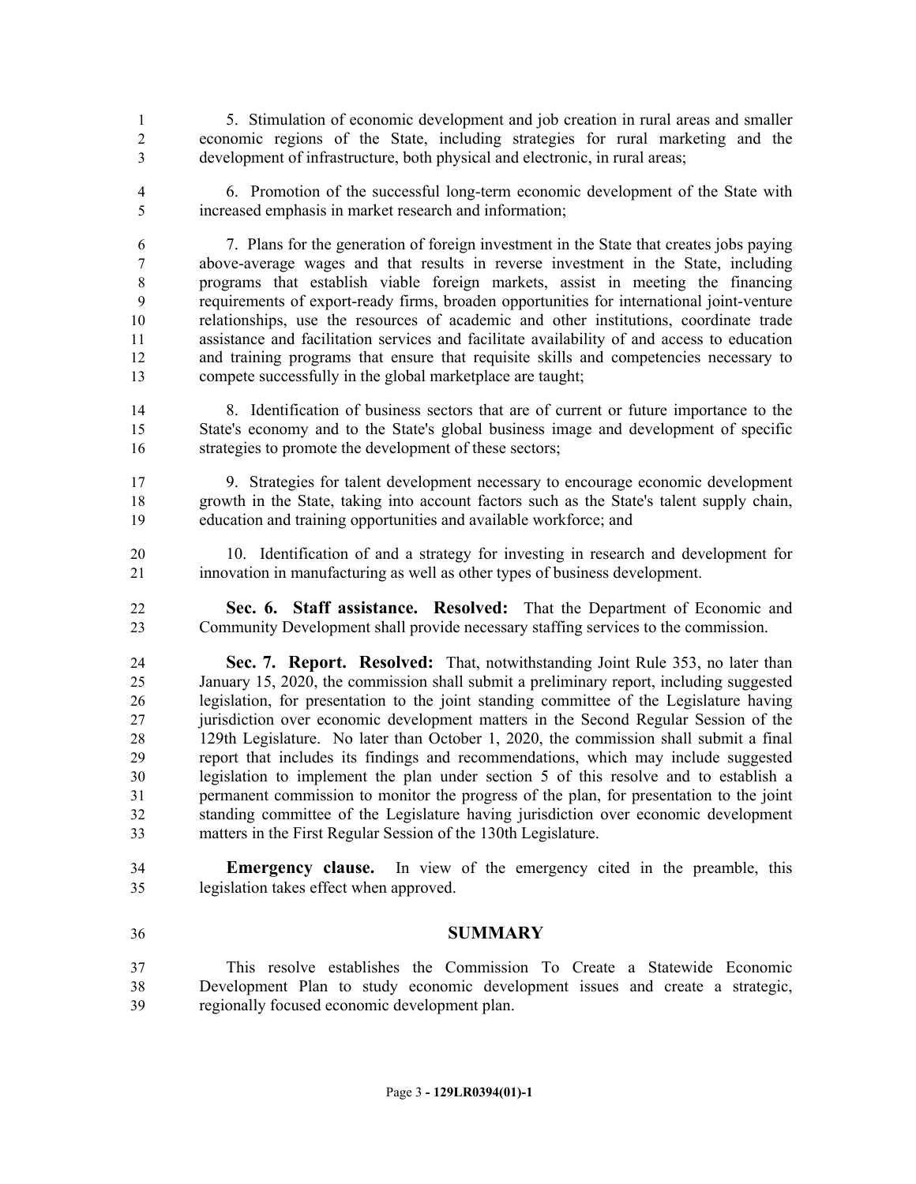5. Stimulation of economic development and job creation in rural areas and smaller economic regions of the State, including strategies for rural marketing and the development of infrastructure, both physical and electronic, in rural areas;

6. Promotion of the successful long-term economic development of the State with increased emphasis in market research and information;

7. Plans for the generation of foreign investment in the State that creates jobs paying above-average wages and that results in reverse investment in the State, including programs that establish viable foreign markets, assist in meeting the financing requirements of export-ready firms, broaden opportunities for international joint-venture relationships, use the resources of academic and other institutions, coordinate trade assistance and facilitation services and facilitate availability of and access to education and training programs that ensure that requisite skills and competencies necessary to compete successfully in the global marketplace are taught;

8. Identification of business sectors that are of current or future importance to the State's economy and to the State's global business image and development of specific strategies to promote the development of these sectors;

9. Strategies for talent development necessary to encourage economic development growth in the State, taking into account factors such as the State's talent supply chain, education and training opportunities and available workforce; and

10. Identification of and a strategy for investing in research and development for innovation in manufacturing as well as other types of business development.

**Sec. 6. Staff assistance. Resolved:** That the Department of Economic and Community Development shall provide necessary staffing services to the commission.

**Sec. 7. Report. Resolved:** That, notwithstanding Joint Rule 353, no later than January 15, 2020, the commission shall submit a preliminary report, including suggested legislation, for presentation to the joint standing committee of the Legislature having jurisdiction over economic development matters in the Second Regular Session of the 129th Legislature. No later than October 1, 2020, the commission shall submit a final report that includes its findings and recommendations, which may include suggested legislation to implement the plan under section 5 of this resolve and to establish a permanent commission to monitor the progress of the plan, for presentation to the joint standing committee of the Legislature having jurisdiction over economic development matters in the First Regular Session of the 130th Legislature.

**Emergency clause.** In view of the emergency cited in the preamble, this legislation takes effect when approved.

## SUMMARY

This resolve establishes the Commission To Create a Statewide Economic Development Plan to study economic development issues and create a strategic, regionally focused economic development plan.